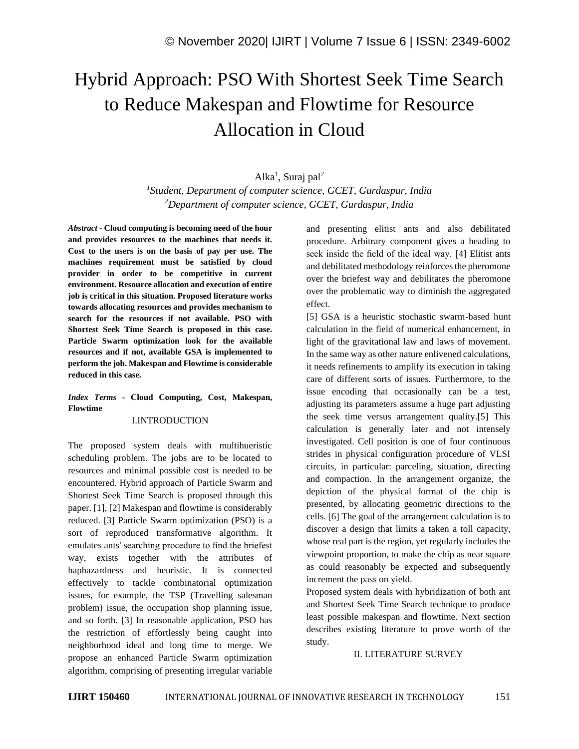# Hybrid Approach: PSO With Shortest Seek Time Search to Reduce Makespan and Flowtime for Resource Allocation in Cloud

Alka[1], Suraj pal[2]

[1]*Student, Department of computer science, GCET, Gurdaspur, India*
[2]*Department of computer science, GCET, Gurdaspur, India*

***Abstract* - Cloud computing is becoming need of the hour and provides resources to the machines that needs it. Cost to the users is on the basis of pay per use. The machines requirement must be satisfied by cloud provider in order to be competitive in current environment. Resource allocation and execution of entire job is critical in this situation. Proposed literature works towards allocating resources and provides mechanism to search for the resources if not available. PSO with Shortest Seek Time Search is proposed in this case. Particle Swarm optimization look for the available resources and if not, available GSA is implemented to perform the job. Makespan and Flowtime is considerable reduced in this case.**

***Index Terms* - Cloud Computing, Cost, Makespan, Flowtime**

## I.INTRODUCTION

The proposed system deals with multihueristic scheduling problem. The jobs are to be located to resources and minimal possible cost is needed to be encountered. Hybrid approach of Particle Swarm and Shortest Seek Time Search is proposed through this paper. [1], [2] Makespan and flowtime is considerably reduced. [3] Particle Swarm optimization (PSO) is a sort of reproduced transformative algorithm. It emulates ants' searching procedure to find the briefest way, exists together with the attributes of haphazardness and heuristic. It is connected effectively to tackle combinatorial optimization issues, for example, the TSP (Travelling salesman problem) issue, the occupation shop planning issue, and so forth. [3] In reasonable application, PSO has the restriction of effortlessly being caught into neighborhood ideal and long time to merge. We propose an enhanced Particle Swarm optimization algorithm, comprising of presenting irregular variable and presenting elitist ants and also debilitated procedure. Arbitrary component gives a heading to seek inside the field of the ideal way. [4] Elitist ants and debilitated methodology reinforces the pheromone over the briefest way and debilitates the pheromone over the problematic way to diminish the aggregated effect.

[5] GSA is a heuristic stochastic swarm-based hunt calculation in the field of numerical enhancement, in light of the gravitational law and laws of movement. In the same way as other nature enlivened calculations, it needs refinements to amplify its execution in taking care of different sorts of issues. Furthermore, to the issue encoding that occasionally can be a test, adjusting its parameters assume a huge part adjusting the seek time versus arrangement quality.[5] This calculation is generally later and not intensely investigated. Cell position is one of four continuous strides in physical configuration procedure of VLSI circuits, in particular: parceling, situation, directing and compaction. In the arrangement organize, the depiction of the physical format of the chip is presented, by allocating geometric directions to the cells. [6] The goal of the arrangement calculation is to discover a design that limits a taken a toll capacity, whose real part is the region, yet regularly includes the viewpoint proportion, to make the chip as near square as could reasonably be expected and subsequently increment the pass on yield.

Proposed system deals with hybridization of both ant and Shortest Seek Time Search technique to produce least possible makespan and flowtime. Next section describes existing literature to prove worth of the study.

## II. LITERATURE SURVEY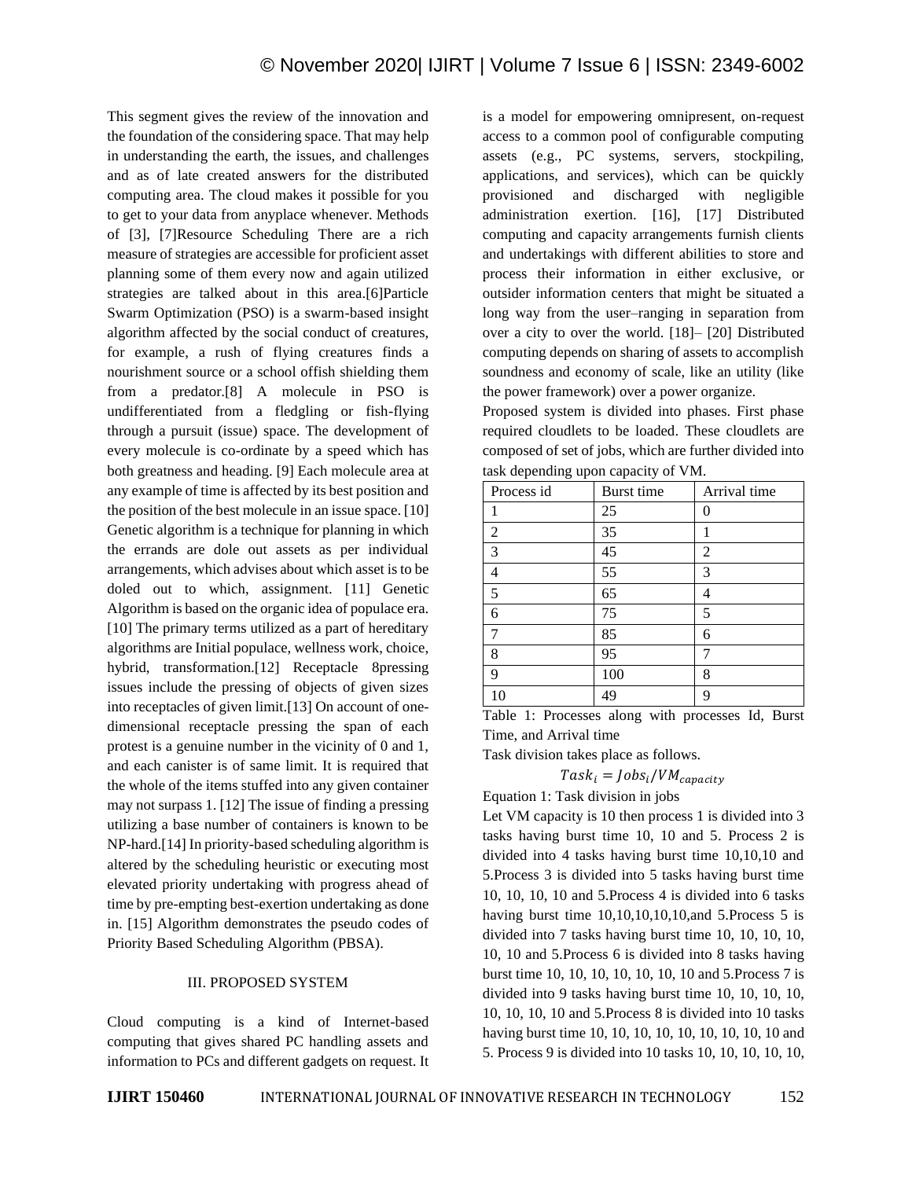This segment gives the review of the innovation and the foundation of the considering space. That may help in understanding the earth, the issues, and challenges and as of late created answers for the distributed computing area. The cloud makes it possible for you to get to your data from anyplace whenever. Methods of [3], [7]Resource Scheduling There are a rich measure of strategies are accessible for proficient asset planning some of them every now and again utilized strategies are talked about in this area.[6]Particle Swarm Optimization (PSO) is a swarm-based insight algorithm affected by the social conduct of creatures, for example, a rush of flying creatures finds a nourishment source or a school offish shielding them from a predator.[8] A molecule in PSO is undifferentiated from a fledgling or fish-flying through a pursuit (issue) space. The development of every molecule is co-ordinate by a speed which has both greatness and heading. [9] Each molecule area at any example of time is affected by its best position and the position of the best molecule in an issue space. [10] Genetic algorithm is a technique for planning in which the errands are dole out assets as per individual arrangements, which advises about which asset is to be doled out to which, assignment. [11] Genetic Algorithm is based on the organic idea of populace era. [10] The primary terms utilized as a part of hereditary algorithms are Initial populace, wellness work, choice, hybrid, transformation.[12] Receptacle 8pressing issues include the pressing of objects of given sizes into receptacles of given limit.[13] On account of one-dimensional receptacle pressing the span of each protest is a genuine number in the vicinity of 0 and 1, and each canister is of same limit. It is required that the whole of the items stuffed into any given container may not surpass 1. [12] The issue of finding a pressing utilizing a base number of containers is known to be NP-hard.[14] In priority-based scheduling algorithm is altered by the scheduling heuristic or executing most elevated priority undertaking with progress ahead of time by pre-empting best-exertion undertaking as done in. [15] Algorithm demonstrates the pseudo codes of Priority Based Scheduling Algorithm (PBSA).

## III. PROPOSED SYSTEM

Cloud computing is a kind of Internet-based computing that gives shared PC handling assets and information to PCs and different gadgets on request. It is a model for empowering omnipresent, on-request access to a common pool of configurable computing assets (e.g., PC systems, servers, stockpiling, applications, and services), which can be quickly provisioned and discharged with negligible administration exertion. [16], [17] Distributed computing and capacity arrangements furnish clients and undertakings with different abilities to store and process their information in either exclusive, or outsider information centers that might be situated a long way from the user–ranging in separation from over a city to over the world. [18]– [20] Distributed computing depends on sharing of assets to accomplish soundness and economy of scale, like an utility (like the power framework) over a power organize.

Proposed system is divided into phases. First phase required cloudlets to be loaded. These cloudlets are composed of set of jobs, which are further divided into task depending upon capacity of VM.

| Process id | Burst time | Arrival time |
|---|---|---|
| 1 | 25 | 0 |
| 2 | 35 | 1 |
| 3 | 45 | 2 |
| 4 | 55 | 3 |
| 5 | 65 | 4 |
| 6 | 75 | 5 |
| 7 | 85 | 6 |
| 8 | 95 | 7 |
| 9 | 100 | 8 |
| 10 | 49 | 9 |

Table 1: Processes along with processes Id, Burst Time, and Arrival time

Task division takes place as follows.

$$Task_i = Jobs_i / VM_{capacity}$$

Equation 1: Task division in jobs

Let VM capacity is 10 then process 1 is divided into 3 tasks having burst time 10, 10 and 5. Process 2 is divided into 4 tasks having burst time 10,10,10 and 5.Process 3 is divided into 5 tasks having burst time 10, 10, 10, 10 and 5.Process 4 is divided into 6 tasks having burst time 10,10,10,10,10,and 5.Process 5 is divided into 7 tasks having burst time 10, 10, 10, 10, 10, 10 and 5.Process 6 is divided into 8 tasks having burst time 10, 10, 10, 10, 10, 10, 10 and 5.Process 7 is divided into 9 tasks having burst time 10, 10, 10, 10, 10, 10, 10, 10 and 5.Process 8 is divided into 10 tasks having burst time 10, 10, 10, 10, 10, 10, 10, 10, 10 and 5. Process 9 is divided into 10 tasks 10, 10, 10, 10, 10,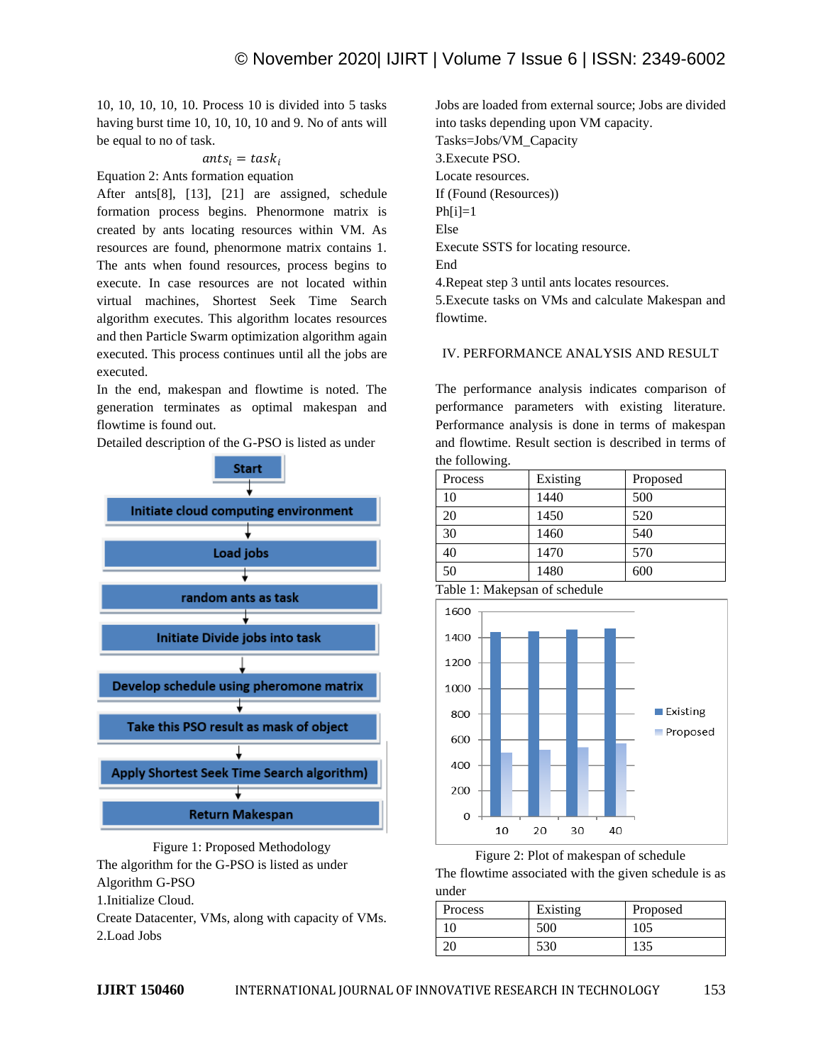10, 10, 10, 10, 10. Process 10 is divided into 5 tasks having burst time 10, 10, 10, 10 and 9. No of ants will be equal to no of task.

$$ants_i = task_i$$

Equation 2: Ants formation equation

After ants[8], [13], [21] are assigned, schedule formation process begins. Phenormone matrix is created by ants locating resources within VM. As resources are found, phenormone matrix contains 1. The ants when found resources, process begins to execute. In case resources are not located within virtual machines, Shortest Seek Time Search algorithm executes. This algorithm locates resources and then Particle Swarm optimization algorithm again executed. This process continues until all the jobs are executed.

In the end, makespan and flowtime is noted. The generation terminates as optimal makespan and flowtime is found out.

Detailed description of the G-PSO is listed as under

Start → Initiate cloud computing environment → Load jobs → random ants as task → Initiate Divide jobs into task → Develop schedule using pheromone matrix → Take this PSO result as mask of object → Apply Shortest Seek Time Search algorithm) → Return Makespan

Figure 1: Proposed Methodology

The algorithm for the G-PSO is listed as under

Algorithm G-PSO

1.Initialize Cloud.

Create Datacenter, VMs, along with capacity of VMs.

2.Load Jobs

Jobs are loaded from external source; Jobs are divided into tasks depending upon VM capacity.

Tasks=Jobs/VM_Capacity

3.Execute PSO.

Locate resources.

If (Found (Resources))

Ph[i]=1

Else

Execute SSTS for locating resource.

End

4.Repeat step 3 until ants locates resources.

5.Execute tasks on VMs and calculate Makespan and flowtime.

## IV. PERFORMANCE ANALYSIS AND RESULT

The performance analysis indicates comparison of performance parameters with existing literature. Performance analysis is done in terms of makespan and flowtime. Result section is described in terms of the following.

| Process | Existing | Proposed |
|---|---|---|
| 10 | 1440 | 500 |
| 20 | 1450 | 520 |
| 30 | 1460 | 540 |
| 40 | 1470 | 570 |
| 50 | 1480 | 600 |

Table 1: Makepsan of schedule

Figure 2: Plot of makespan of schedule

The flowtime associated with the given schedule is as under

| Process | Existing | Proposed |
|---|---|---|
| 10 | 500 | 105 |
| 20 | 530 | 135 |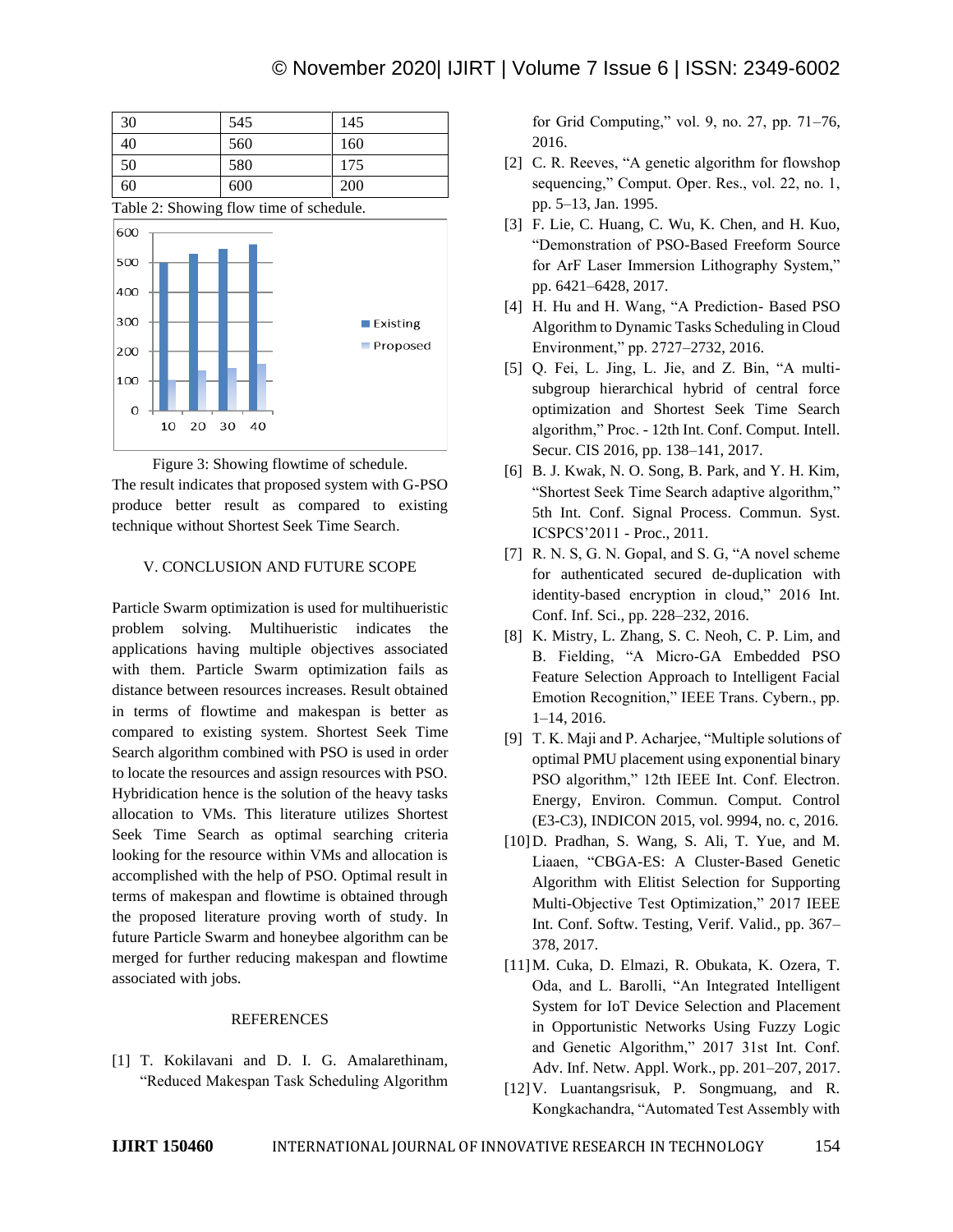| 30 | 545 | 145 |
|---|---|---|
| 40 | 560 | 160 |
| 50 | 580 | 175 |
| 60 | 600 | 200 |

Table 2: Showing flow time of schedule.

Figure 3: Showing flowtime of schedule.

The result indicates that proposed system with G-PSO produce better result as compared to existing technique without Shortest Seek Time Search.

## V. CONCLUSION AND FUTURE SCOPE

Particle Swarm optimization is used for multihueristic problem solving. Multihueristic indicates the applications having multiple objectives associated with them. Particle Swarm optimization fails as distance between resources increases. Result obtained in terms of flowtime and makespan is better as compared to existing system. Shortest Seek Time Search algorithm combined with PSO is used in order to locate the resources and assign resources with PSO. Hybridication hence is the solution of the heavy tasks allocation to VMs. This literature utilizes Shortest Seek Time Search as optimal searching criteria looking for the resource within VMs and allocation is accomplished with the help of PSO. Optimal result in terms of makespan and flowtime is obtained through the proposed literature proving worth of study. In future Particle Swarm and honeybee algorithm can be merged for further reducing makespan and flowtime associated with jobs.

## REFERENCES

[1] T. Kokilavani and D. I. G. Amalarethinam, "Reduced Makespan Task Scheduling Algorithm for Grid Computing," vol. 9, no. 27, pp. 71–76, 2016.

[2] C. R. Reeves, "A genetic algorithm for flowshop sequencing," Comput. Oper. Res., vol. 22, no. 1, pp. 5–13, Jan. 1995.

[3] F. Lie, C. Huang, C. Wu, K. Chen, and H. Kuo, "Demonstration of PSO-Based Freeform Source for ArF Laser Immersion Lithography System," pp. 6421–6428, 2017.

[4] H. Hu and H. Wang, "A Prediction- Based PSO Algorithm to Dynamic Tasks Scheduling in Cloud Environment," pp. 2727–2732, 2016.

[5] Q. Fei, L. Jing, L. Jie, and Z. Bin, "A multi-subgroup hierarchical hybrid of central force optimization and Shortest Seek Time Search algorithm," Proc. - 12th Int. Conf. Comput. Intell. Secur. CIS 2016, pp. 138–141, 2017.

[6] B. J. Kwak, N. O. Song, B. Park, and Y. H. Kim, "Shortest Seek Time Search adaptive algorithm," 5th Int. Conf. Signal Process. Commun. Syst. ICSPCS'2011 - Proc., 2011.

[7] R. N. S, G. N. Gopal, and S. G, "A novel scheme for authenticated secured de-duplication with identity-based encryption in cloud," 2016 Int. Conf. Inf. Sci., pp. 228–232, 2016.

[8] K. Mistry, L. Zhang, S. C. Neoh, C. P. Lim, and B. Fielding, "A Micro-GA Embedded PSO Feature Selection Approach to Intelligent Facial Emotion Recognition," IEEE Trans. Cybern., pp. 1–14, 2016.

[9] T. K. Maji and P. Acharjee, "Multiple solutions of optimal PMU placement using exponential binary PSO algorithm," 12th IEEE Int. Conf. Electron. Energy, Environ. Commun. Comput. Control (E3-C3), INDICON 2015, vol. 9994, no. c, 2016.

[10] D. Pradhan, S. Wang, S. Ali, T. Yue, and M. Liaaen, "CBGA-ES: A Cluster-Based Genetic Algorithm with Elitist Selection for Supporting Multi-Objective Test Optimization," 2017 IEEE Int. Conf. Softw. Testing, Verif. Valid., pp. 367–378, 2017.

[11] M. Cuka, D. Elmazi, R. Obukata, K. Ozera, T. Oda, and L. Barolli, "An Integrated Intelligent System for IoT Device Selection and Placement in Opportunistic Networks Using Fuzzy Logic and Genetic Algorithm," 2017 31st Int. Conf. Adv. Inf. Netw. Appl. Work., pp. 201–207, 2017.

[12] V. Luantangsrisuk, P. Songmuang, and R. Kongkachandra, "Automated Test Assembly with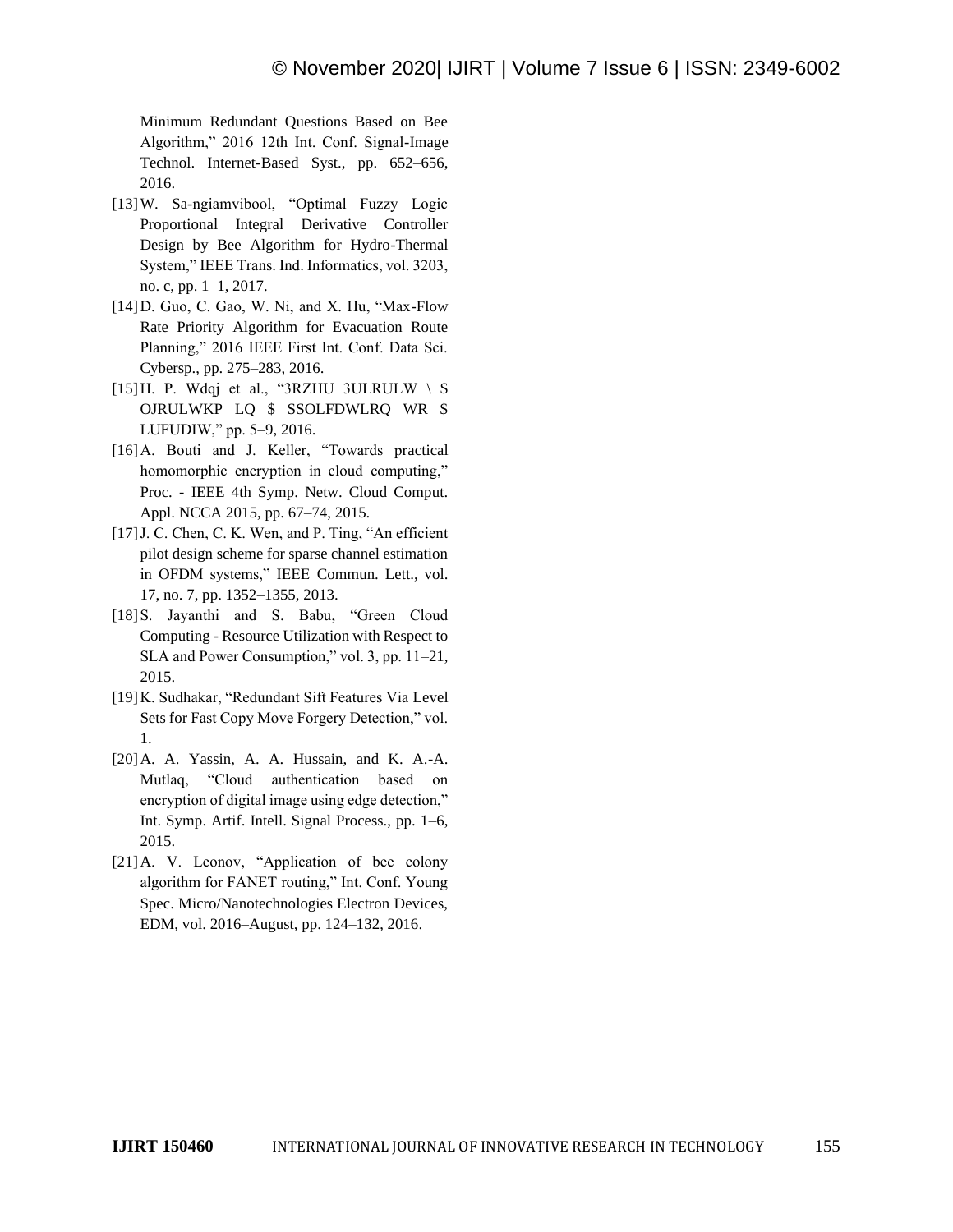Minimum Redundant Questions Based on Bee Algorithm," 2016 12th Int. Conf. Signal-Image Technol. Internet-Based Syst., pp. 652–656, 2016.

[13] W. Sa-ngiamvibool, "Optimal Fuzzy Logic Proportional Integral Derivative Controller Design by Bee Algorithm for Hydro-Thermal System," IEEE Trans. Ind. Informatics, vol. 3203, no. c, pp. 1–1, 2017.

[14] D. Guo, C. Gao, W. Ni, and X. Hu, "Max-Flow Rate Priority Algorithm for Evacuation Route Planning," 2016 IEEE First Int. Conf. Data Sci. Cybersp., pp. 275–283, 2016.

[15] H. P. Wdqj et al., "3RZHU 3ULRULW \ $ OJRULWKP LQ $ SSOLFDWLRQ WR $ LUFUDIW," pp. 5–9, 2016.

[16] A. Bouti and J. Keller, "Towards practical homomorphic encryption in cloud computing," Proc. - IEEE 4th Symp. Netw. Cloud Comput. Appl. NCCA 2015, pp. 67–74, 2015.

[17] J. C. Chen, C. K. Wen, and P. Ting, "An efficient pilot design scheme for sparse channel estimation in OFDM systems," IEEE Commun. Lett., vol. 17, no. 7, pp. 1352–1355, 2013.

[18] S. Jayanthi and S. Babu, "Green Cloud Computing - Resource Utilization with Respect to SLA and Power Consumption," vol. 3, pp. 11–21, 2015.

[19] K. Sudhakar, "Redundant Sift Features Via Level Sets for Fast Copy Move Forgery Detection," vol. 1.

[20] A. A. Yassin, A. A. Hussain, and K. A.-A. Mutlaq, "Cloud authentication based on encryption of digital image using edge detection," Int. Symp. Artif. Intell. Signal Process., pp. 1–6, 2015.

[21] A. V. Leonov, "Application of bee colony algorithm for FANET routing," Int. Conf. Young Spec. Micro/Nanotechnologies Electron Devices, EDM, vol. 2016–August, pp. 124–132, 2016.